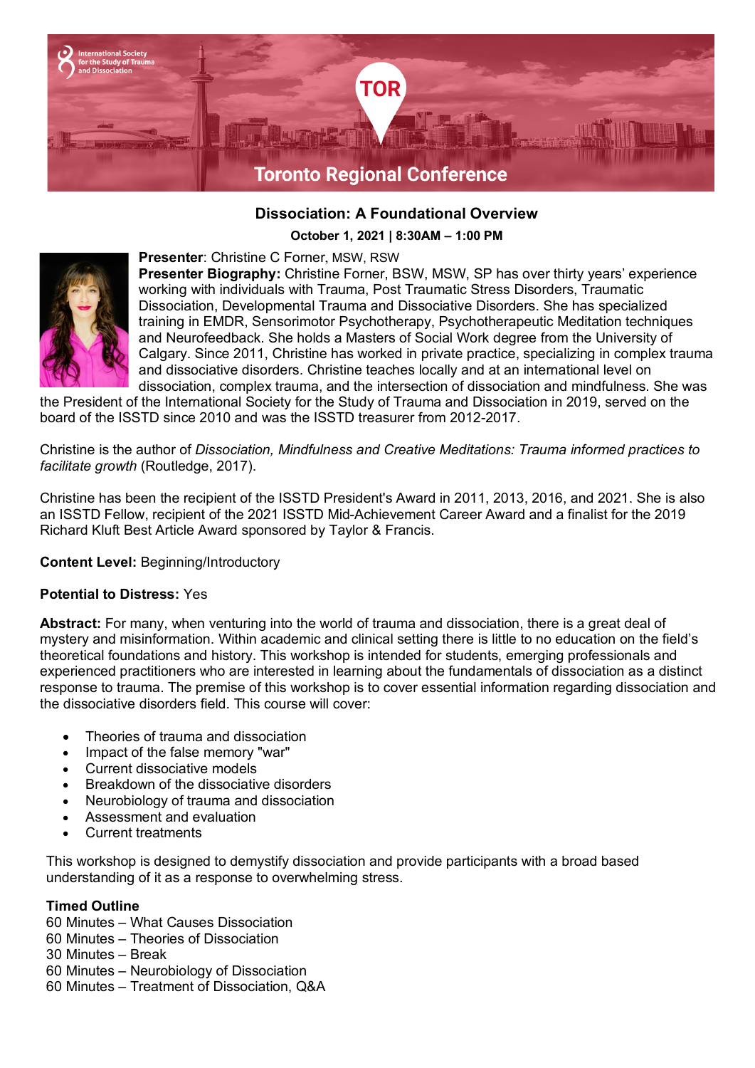# Toronto Regional Conference

## Dissociation: A Foundational Overview

**October 1, 2021 | 8:30AM – 1:00 PM**

**Presenter**: Christine C Forner, MSW, RSW

**Presenter Biography:** Christine Forner, BSW, MSW, SP has over thirty years' experience working with individuals with Trauma, Post Traumatic Stress Disorders, Traumatic Dissociation, Developmental Trauma and Dissociative Disorders. She has specialized training in EMDR, Sensorimotor Psychotherapy, Psychotherapeutic Meditation techniques and Neurofeedback. She holds a Masters of Social Work degree from the University of Calgary. Since 2011, Christine has worked in private practice, specializing in complex trauma and dissociative disorders. Christine teaches locally and at an international level on dissociation, complex trauma, and the intersection of dissociation and mindfulness. She was the President of the International Society for the Study of Trauma and Dissociation in 2019, served on the board of the ISSTD since 2010 and was the ISSTD treasurer from 2012-2017.

Christine is the author of *Dissociation, Mindfulness and Creative Meditations: Trauma informed practices to facilitate growth* (Routledge, 2017).

Christine has been the recipient of the ISSTD President's Award in 2011, 2013, 2016, and 2021. She is also an ISSTD Fellow, recipient of the 2021 ISSTD Mid-Achievement Career Award and a finalist for the 2019 Richard Kluft Best Article Award sponsored by Taylor & Francis.

**Content Level:** Beginning/Introductory

**Potential to Distress:** Yes

**Abstract:** For many, when venturing into the world of trauma and dissociation, there is a great deal of mystery and misinformation. Within academic and clinical setting there is little to no education on the field's theoretical foundations and history. This workshop is intended for students, emerging professionals and experienced practitioners who are interested in learning about the fundamentals of dissociation as a distinct response to trauma. The premise of this workshop is to cover essential information regarding dissociation and the dissociative disorders field. This course will cover:

- Theories of trauma and dissociation
- Impact of the false memory "war"
- Current dissociative models
- Breakdown of the dissociative disorders
- Neurobiology of trauma and dissociation
- Assessment and evaluation
- Current treatments

This workshop is designed to demystify dissociation and provide participants with a broad based understanding of it as a response to overwhelming stress.

**Timed Outline**

60 Minutes – What Causes Dissociation
60 Minutes – Theories of Dissociation
30 Minutes – Break
60 Minutes – Neurobiology of Dissociation
60 Minutes – Treatment of Dissociation, Q&A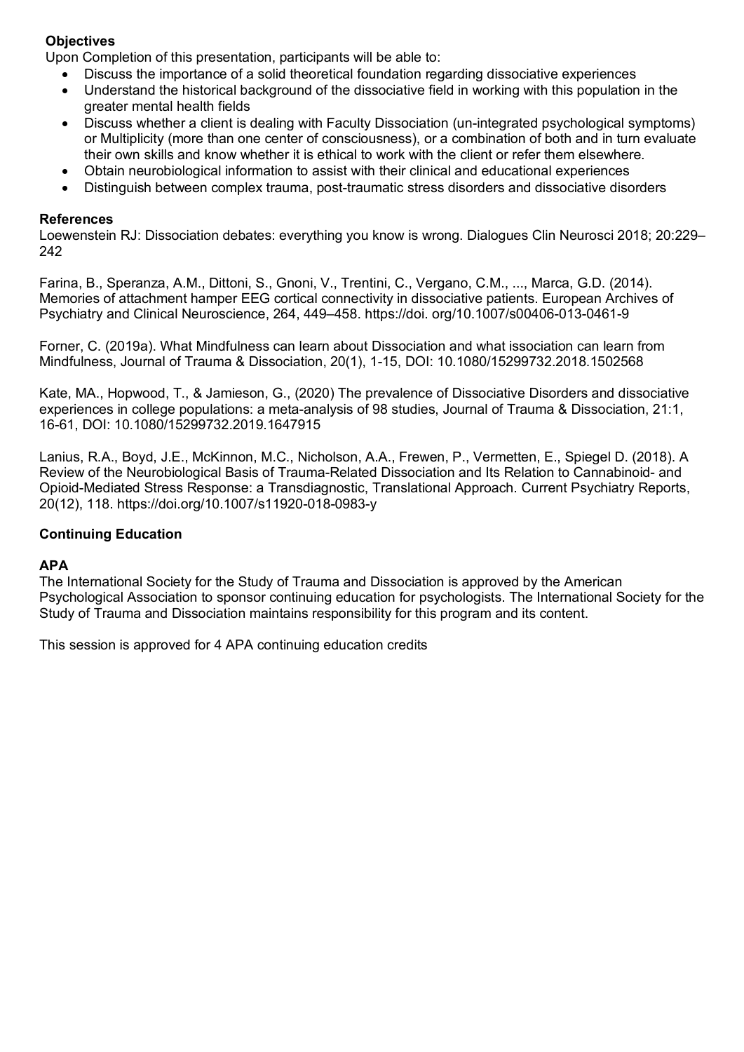**Objectives**

Upon Completion of this presentation, participants will be able to:

- Discuss the importance of a solid theoretical foundation regarding dissociative experiences
- Understand the historical background of the dissociative field in working with this population in the greater mental health fields
- Discuss whether a client is dealing with Faculty Dissociation (un-integrated psychological symptoms) or Multiplicity (more than one center of consciousness), or a combination of both and in turn evaluate their own skills and know whether it is ethical to work with the client or refer them elsewhere.
- Obtain neurobiological information to assist with their clinical and educational experiences
- Distinguish between complex trauma, post-traumatic stress disorders and dissociative disorders

**References**

Loewenstein RJ: Dissociation debates: everything you know is wrong. Dialogues Clin Neurosci 2018; 20:229–242

Farina, B., Speranza, A.M., Dittoni, S., Gnoni, V., Trentini, C., Vergano, C.M., ..., Marca, G.D. (2014). Memories of attachment hamper EEG cortical connectivity in dissociative patients. European Archives of Psychiatry and Clinical Neuroscience, 264, 449–458. https://doi. org/10.1007/s00406-013-0461-9

Forner, C. (2019a). What Mindfulness can learn about Dissociation and what association can learn from Mindfulness, Journal of Trauma & Dissociation, 20(1), 1-15, DOI: 10.1080/15299732.2018.1502568

Kate, MA., Hopwood, T., & Jamieson, G., (2020) The prevalence of Dissociative Disorders and dissociative experiences in college populations: a meta-analysis of 98 studies, Journal of Trauma & Dissociation, 21:1, 16-61, DOI: 10.1080/15299732.2019.1647915

Lanius, R.A., Boyd, J.E., McKinnon, M.C., Nicholson, A.A., Frewen, P., Vermetten, E., Spiegel D. (2018). A Review of the Neurobiological Basis of Trauma-Related Dissociation and Its Relation to Cannabinoid- and Opioid-Mediated Stress Response: a Transdiagnostic, Translational Approach. Current Psychiatry Reports, 20(12), 118. https://doi.org/10.1007/s11920-018-0983-y

**Continuing Education**

**APA**

The International Society for the Study of Trauma and Dissociation is approved by the American Psychological Association to sponsor continuing education for psychologists. The International Society for the Study of Trauma and Dissociation maintains responsibility for this program and its content.

This session is approved for 4 APA continuing education credits